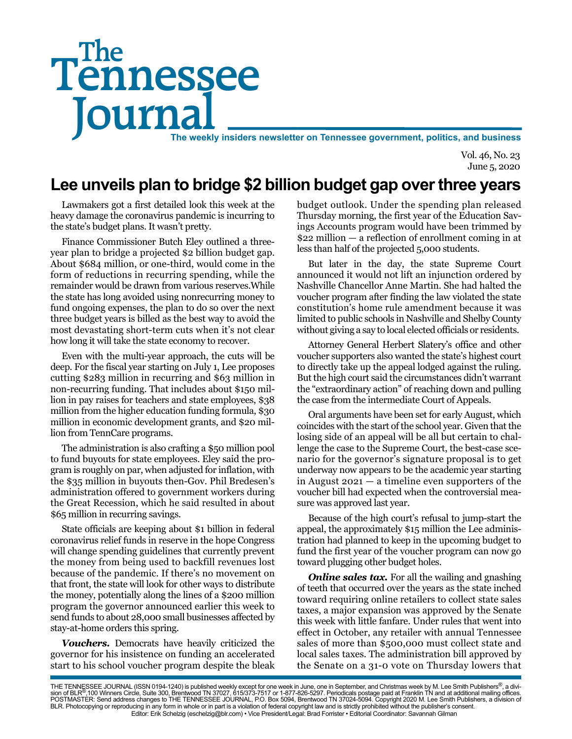# The Tennessee Journal

The weekly insiders newsletter on Tennessee government, politics, and business

Vol. 46, No. 23
June 5, 2020

## Lee unveils plan to bridge $2 billion budget gap over three years

Lawmakers got a first detailed look this week at the heavy damage the coronavirus pandemic is incurring to the state's budget plans. It wasn't pretty.

Finance Commissioner Butch Eley outlined a three-year plan to bridge a projected $2 billion budget gap. About $684 million, or one-third, would come in the form of reductions in recurring spending, while the remainder would be drawn from various reserves.While the state has long avoided using nonrecurring money to fund ongoing expenses, the plan to do so over the next three budget years is billed as the best way to avoid the most devastating short-term cuts when it's not clear how long it will take the state economy to recover.

Even with the multi-year approach, the cuts will be deep. For the fiscal year starting on July 1, Lee proposes cutting $283 million in recurring and $63 million in non-recurring funding. That includes about $150 million in pay raises for teachers and state employees, $38 million from the higher education funding formula, $30 million in economic development grants, and $20 million from TennCare programs.

The administration is also crafting a $50 million pool to fund buyouts for state employees. Eley said the program is roughly on par, when adjusted for inflation, with the $35 million in buyouts then-Gov. Phil Bredesen's administration offered to government workers during the Great Recession, which he said resulted in about $65 million in recurring savings.

State officials are keeping about $1 billion in federal coronavirus relief funds in reserve in the hope Congress will change spending guidelines that currently prevent the money from being used to backfill revenues lost because of the pandemic. If there's no movement on that front, the state will look for other ways to distribute the money, potentially along the lines of a $200 million program the governor announced earlier this week to send funds to about 28,000 small businesses affected by stay-at-home orders this spring.

***Vouchers.*** Democrats have heavily criticized the governor for his insistence on funding an accelerated start to his school voucher program despite the bleak budget outlook. Under the spending plan released Thursday morning, the first year of the Education Savings Accounts program would have been trimmed by $22 million — a reflection of enrollment coming in at less than half of the projected 5,000 students.

But later in the day, the state Supreme Court announced it would not lift an injunction ordered by Nashville Chancellor Anne Martin. She had halted the voucher program after finding the law violated the state constitution's home rule amendment because it was limited to public schools in Nashville and Shelby County without giving a say to local elected officials or residents.

Attorney General Herbert Slatery's office and other voucher supporters also wanted the state's highest court to directly take up the appeal lodged against the ruling. But the high court said the circumstances didn't warrant the "extraordinary action" of reaching down and pulling the case from the intermediate Court of Appeals.

Oral arguments have been set for early August, which coincides with the start of the school year. Given that the losing side of an appeal will be all but certain to challenge the case to the Supreme Court, the best-case scenario for the governor's signature proposal is to get underway now appears to be the academic year starting in August 2021 — a timeline even supporters of the voucher bill had expected when the controversial measure was approved last year.

Because of the high court's refusal to jump-start the appeal, the approximately $15 million the Lee administration had planned to keep in the upcoming budget to fund the first year of the voucher program can now go toward plugging other budget holes.

***Online sales tax.*** For all the wailing and gnashing of teeth that occurred over the years as the state inched toward requiring online retailers to collect state sales taxes, a major expansion was approved by the Senate this week with little fanfare. Under rules that went into effect in October, any retailer with annual Tennessee sales of more than $500,000 must collect state and local sales taxes. The administration bill approved by the Senate on a 31-0 vote on Thursday lowers that

THE TENNESSEE JOURNAL (ISSN 0194-1240) is published weekly except for one week in June, one in September, and Christmas week by M. Lee Smith Publishers®, a division of BLR®,100 Winners Circle, Suite 300, Brentwood TN 37027, 615/373-7517 or 1-877-826-5297. Periodicals postage paid at Franklin TN and at additional mailing offices. POSTMASTER: Send address changes to THE TENNESSEE JOURNAL, P.O. Box 5094, Brentwood TN 37024-5094. Copyright 2020 M. Lee Smith Publishers, a division of BLR. Photocopying or reproducing in any form in whole or in part is a violation of federal copyright law and is strictly prohibited without the publisher's consent.
Editor: Erik Schelzig (eschelzig@blr.com) • Vice President/Legal: Brad Forrister • Editorial Coordinator: Savannah Gilman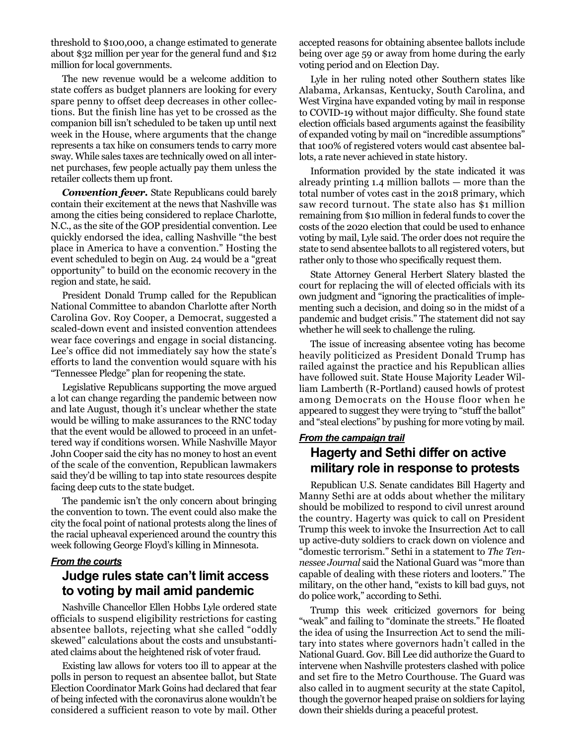threshold to $100,000, a change estimated to generate about $32 million per year for the general fund and $12 million for local governments.

The new revenue would be a welcome addition to state coffers as budget planners are looking for every spare penny to offset deep decreases in other collections. But the finish line has yet to be crossed as the companion bill isn't scheduled to be taken up until next week in the House, where arguments that the change represents a tax hike on consumers tends to carry more sway. While sales taxes are technically owed on all internet purchases, few people actually pay them unless the retailer collects them up front.

***Convention fever.*** State Republicans could barely contain their excitement at the news that Nashville was among the cities being considered to replace Charlotte, N.C., as the site of the GOP presidential convention. Lee quickly endorsed the idea, calling Nashville "the best place in America to have a convention." Hosting the event scheduled to begin on Aug. 24 would be a "great opportunity" to build on the economic recovery in the region and state, he said.

President Donald Trump called for the Republican National Committee to abandon Charlotte after North Carolina Gov. Roy Cooper, a Democrat, suggested a scaled-down event and insisted convention attendees wear face coverings and engage in social distancing. Lee's office did not immediately say how the state's efforts to land the convention would square with his "Tennessee Pledge" plan for reopening the state.

Legislative Republicans supporting the move argued a lot can change regarding the pandemic between now and late August, though it's unclear whether the state would be willing to make assurances to the RNC today that the event would be allowed to proceed in an unfettered way if conditions worsen. While Nashville Mayor John Cooper said the city has no money to host an event of the scale of the convention, Republican lawmakers said they'd be willing to tap into state resources despite facing deep cuts to the state budget.

The pandemic isn't the only concern about bringing the convention to town. The event could also make the city the focal point of national protests along the lines of the racial upheaval experienced around the country this week following George Floyd's killing in Minnesota.

***From the courts***

## Judge rules state can't limit access to voting by mail amid pandemic

Nashville Chancellor Ellen Hobbs Lyle ordered state officials to suspend eligibility restrictions for casting absentee ballots, rejecting what she called "oddly skewed" calculations about the costs and unsubstantiated claims about the heightened risk of voter fraud.

Existing law allows for voters too ill to appear at the polls in person to request an absentee ballot, but State Election Coordinator Mark Goins had declared that fear of being infected with the coronavirus alone wouldn't be considered a sufficient reason to vote by mail. Other accepted reasons for obtaining absentee ballots include being over age 59 or away from home during the early voting period and on Election Day.

Lyle in her ruling noted other Southern states like Alabama, Arkansas, Kentucky, South Carolina, and West Virgina have expanded voting by mail in response to COVID-19 without major difficulty. She found state election officials based arguments against the feasibility of expanded voting by mail on "incredible assumptions" that 100% of registered voters would cast absentee ballots, a rate never achieved in state history.

Information provided by the state indicated it was already printing 1.4 million ballots — more than the total number of votes cast in the 2018 primary, which saw record turnout. The state also has $1 million remaining from $10 million in federal funds to cover the costs of the 2020 election that could be used to enhance voting by mail, Lyle said. The order does not require the state to send absentee ballots to all registered voters, but rather only to those who specifically request them.

State Attorney General Herbert Slatery blasted the court for replacing the will of elected officials with its own judgment and "ignoring the practicalities of implementing such a decision, and doing so in the midst of a pandemic and budget crisis." The statement did not say whether he will seek to challenge the ruling.

The issue of increasing absentee voting has become heavily politicized as President Donald Trump has railed against the practice and his Republican allies have followed suit. State House Majority Leader William Lamberth (R-Portland) caused howls of protest among Democrats on the House floor when he appeared to suggest they were trying to "stuff the ballot" and "steal elections" by pushing for more voting by mail.

***From the campaign trail***

## Hagerty and Sethi differ on active military role in response to protests

Republican U.S. Senate candidates Bill Hagerty and Manny Sethi are at odds about whether the military should be mobilized to respond to civil unrest around the country. Hagerty was quick to call on President Trump this week to invoke the Insurrection Act to call up active-duty soldiers to crack down on violence and "domestic terrorism." Sethi in a statement to *The Tennessee Journal* said the National Guard was "more than capable of dealing with these rioters and looters." The military, on the other hand, "exists to kill bad guys, not do police work," according to Sethi.

Trump this week criticized governors for being "weak" and failing to "dominate the streets." He floated the idea of using the Insurrection Act to send the military into states where governors hadn't called in the National Guard. Gov. Bill Lee did authorize the Guard to intervene when Nashville protesters clashed with police and set fire to the Metro Courthouse. The Guard was also called in to augment security at the state Capitol, though the governor heaped praise on soldiers for laying down their shields during a peaceful protest.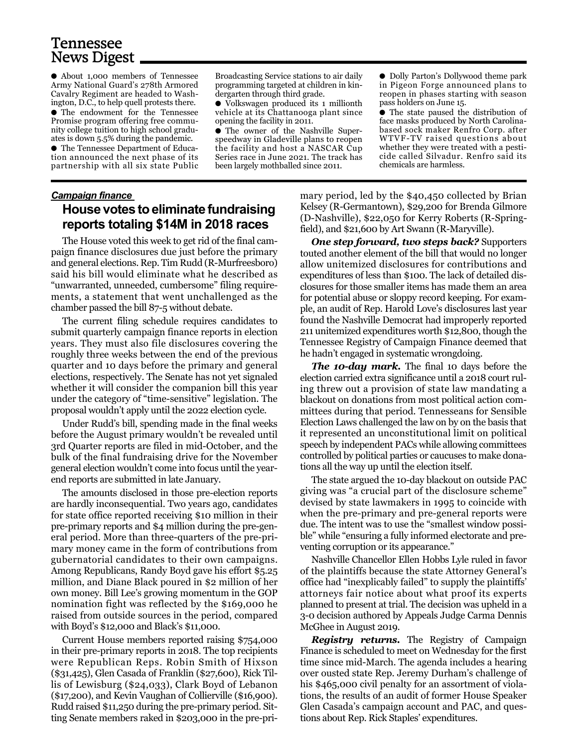## Tennessee News Digest

- About 1,000 members of Tennessee Army National Guard's 278th Armored Cavalry Regiment are headed to Washington, D.C., to help quell protests there.
- The endowment for the Tennessee Promise program offering free community college tuition to high school graduates is down 5.5% during the pandemic.
- The Tennessee Department of Education announced the next phase of its partnership with all six state Public Broadcasting Service stations to air daily programming targeted at children in kindergarten through third grade.
- Volkswagen produced its 1 millionth vehicle at its Chattanooga plant since opening the facility in 2011.
- The owner of the Nashville Superspeedway in Gladeville plans to reopen the facility and host a NASCAR Cup Series race in June 2021. The track has been largely mothballed since 2011.
- Dolly Parton's Dollywood theme park in Pigeon Forge announced plans to reopen in phases starting with season pass holders on June 15.
- The state paused the distribution of face masks produced by North Carolina-based sock maker Renfro Corp. after WTVF-TV raised questions about whether they were treated with a pesticide called Silvadur. Renfro said its chemicals are harmless.

***Campaign finance***

### House votes to eliminate fundraising reports totaling $14M in 2018 races

The House voted this week to get rid of the final campaign finance disclosures due just before the primary and general elections. Rep. Tim Rudd (R-Murfreesboro) said his bill would eliminate what he described as "unwarranted, unneeded, cumbersome" filing requirements, a statement that went unchallenged as the chamber passed the bill 87-5 without debate.

The current filing schedule requires candidates to submit quarterly campaign finance reports in election years. They must also file disclosures covering the roughly three weeks between the end of the previous quarter and 10 days before the primary and general elections, respectively. The Senate has not yet signaled whether it will consider the companion bill this year under the category of "time-sensitive" legislation. The proposal wouldn't apply until the 2022 election cycle.

Under Rudd's bill, spending made in the final weeks before the August primary wouldn't be revealed until 3rd Quarter reports are filed in mid-October, and the bulk of the final fundraising drive for the November general election wouldn't come into focus until the year-end reports are submitted in late January.

The amounts disclosed in those pre-election reports are hardly inconsequential. Two years ago, candidates for state office reported receiving $10 million in their pre-primary reports and $4 million during the pre-general period. More than three-quarters of the pre-primary money came in the form of contributions from gubernatorial candidates to their own campaigns. Among Republicans, Randy Boyd gave his effort $5.25 million, and Diane Black poured in $2 million of her own money. Bill Lee's growing momentum in the GOP nomination fight was reflected by the $169,000 he raised from outside sources in the period, compared with Boyd's $12,000 and Black's $11,000.

Current House members reported raising $754,000 in their pre-primary reports in 2018. The top recipients were Republican Reps. Robin Smith of Hixson ($31,425), Glen Casada of Franklin ($27,600), Rick Tillis of Lewisburg ($24,033), Clark Boyd of Lebanon ($17,200), and Kevin Vaughan of Collierville ($16,900). Rudd raised $11,250 during the pre-primary period. Sitting Senate members raked in $203,000 in the pre-primary period, led by the $40,450 collected by Brian Kelsey (R-Germantown), $29,200 for Brenda Gilmore (D-Nashville), $22,050 for Kerry Roberts (R-Springfield), and $21,600 by Art Swann (R-Maryville).

***One step forward, two steps back?*** Supporters touted another element of the bill that would no longer allow unitemized disclosures for contributions and expenditures of less than $100. The lack of detailed disclosures for those smaller items has made them an area for potential abuse or sloppy record keeping. For example, an audit of Rep. Harold Love's disclosures last year found the Nashville Democrat had improperly reported 211 unitemized expenditures worth $12,800, though the Tennessee Registry of Campaign Finance deemed that he hadn't engaged in systematic wrongdoing.

***The 10-day mark.*** The final 10 days before the election carried extra significance until a 2018 court ruling threw out a provision of state law mandating a blackout on donations from most political action committees during that period. Tennesseans for Sensible Election Laws challenged the law on by on the basis that it represented an unconstitutional limit on political speech by independent PACs while allowing committees controlled by political parties or caucuses to make donations all the way up until the election itself.

The state argued the 10-day blackout on outside PAC giving was "a crucial part of the disclosure scheme" devised by state lawmakers in 1995 to coincide with when the pre-primary and pre-general reports were due. The intent was to use the "smallest window possible" while "ensuring a fully informed electorate and preventing corruption or its appearance."

Nashville Chancellor Ellen Hobbs Lyle ruled in favor of the plaintiffs because the state Attorney General's office had "inexplicably failed" to supply the plaintiffs' attorneys fair notice about what proof its experts planned to present at trial. The decision was upheld in a 3-0 decision authored by Appeals Judge Carma Dennis McGhee in August 2019.

***Registry returns.*** The Registry of Campaign Finance is scheduled to meet on Wednesday for the first time since mid-March. The agenda includes a hearing over ousted state Rep. Jeremy Durham's challenge of his $465,000 civil penalty for an assortment of violations, the results of an audit of former House Speaker Glen Casada's campaign account and PAC, and questions about Rep. Rick Staples' expenditures.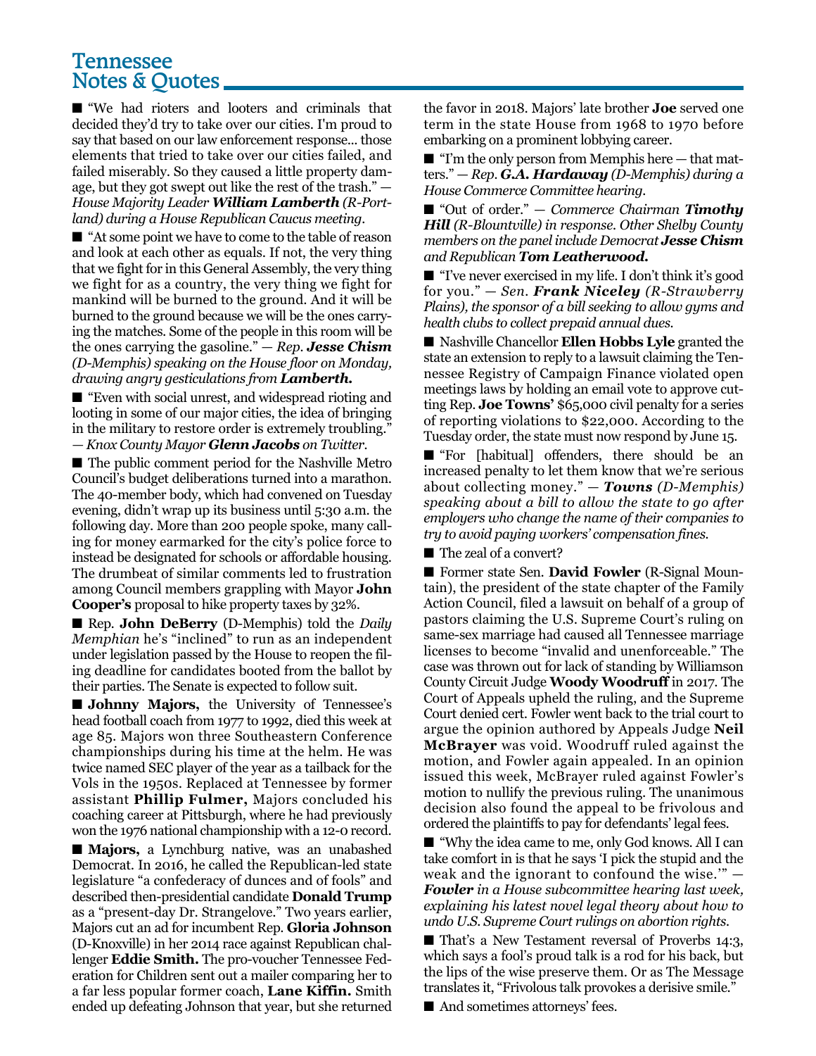# Tennessee Notes & Quotes

■ "We had rioters and looters and criminals that decided they'd try to take over our cities. I'm proud to say that based on our law enforcement response... those elements that tried to take over our cities failed, and failed miserably. So they caused a little property damage, but they got swept out like the rest of the trash." — *House Majority Leader **William Lamberth** (R-Portland) during a House Republican Caucus meeting.*

■ "At some point we have to come to the table of reason and look at each other as equals. If not, the very thing that we fight for in this General Assembly, the very thing we fight for as a country, the very thing we fight for mankind will be burned to the ground. And it will be burned to the ground because we will be the ones carrying the matches. Some of the people in this room will be the ones carrying the gasoline." — *Rep. **Jesse Chism** (D-Memphis) speaking on the House floor on Monday, drawing angry gesticulations from **Lamberth.***

■ "Even with social unrest, and widespread rioting and looting in some of our major cities, the idea of bringing in the military to restore order is extremely troubling." — *Knox County Mayor **Glenn Jacobs** on Twitter.*

■ The public comment period for the Nashville Metro Council's budget deliberations turned into a marathon. The 40-member body, which had convened on Tuesday evening, didn't wrap up its business until 5:30 a.m. the following day. More than 200 people spoke, many calling for money earmarked for the city's police force to instead be designated for schools or affordable housing. The drumbeat of similar comments led to frustration among Council members grappling with Mayor **John Cooper's** proposal to hike property taxes by 32%.

■ Rep. **John DeBerry** (D-Memphis) told the *Daily Memphian* he's "inclined" to run as an independent under legislation passed by the House to reopen the filing deadline for candidates booted from the ballot by their parties. The Senate is expected to follow suit.

■ **Johnny Majors,** the University of Tennessee's head football coach from 1977 to 1992, died this week at age 85. Majors won three Southeastern Conference championships during his time at the helm. He was twice named SEC player of the year as a tailback for the Vols in the 1950s. Replaced at Tennessee by former assistant **Phillip Fulmer,** Majors concluded his coaching career at Pittsburgh, where he had previously won the 1976 national championship with a 12-0 record.

■ **Majors,** a Lynchburg native, was an unabashed Democrat. In 2016, he called the Republican-led state legislature "a confederacy of dunces and of fools" and described then-presidential candidate **Donald Trump** as a "present-day Dr. Strangelove." Two years earlier, Majors cut an ad for incumbent Rep. **Gloria Johnson** (D-Knoxville) in her 2014 race against Republican challenger **Eddie Smith.** The pro-voucher Tennessee Federation for Children sent out a mailer comparing her to a far less popular former coach, **Lane Kiffin.** Smith ended up defeating Johnson that year, but she returned the favor in 2018. Majors' late brother **Joe** served one term in the state House from 1968 to 1970 before embarking on a prominent lobbying career.

■ "I'm the only person from Memphis here — that matters." — *Rep. **G.A. Hardaway** (D-Memphis) during a House Commerce Committee hearing.*

■ "Out of order." — *Commerce Chairman **Timothy Hill** (R-Blountville) in response. Other Shelby County members on the panel include Democrat **Jesse Chism** and Republican **Tom Leatherwood.***

■ "I've never exercised in my life. I don't think it's good for you." — *Sen. **Frank Niceley** (R-Strawberry Plains), the sponsor of a bill seeking to allow gyms and health clubs to collect prepaid annual dues.*

■ Nashville Chancellor **Ellen Hobbs Lyle** granted the state an extension to reply to a lawsuit claiming the Tennessee Registry of Campaign Finance violated open meetings laws by holding an email vote to approve cutting Rep. **Joe Towns'** $65,000 civil penalty for a series of reporting violations to $22,000. According to the Tuesday order, the state must now respond by June 15.

■ "For [habitual] offenders, there should be an increased penalty to let them know that we're serious about collecting money." — ***Towns** (D-Memphis) speaking about a bill to allow the state to go after employers who change the name of their companies to try to avoid paying workers' compensation fines.*

■ The zeal of a convert?

■ Former state Sen. **David Fowler** (R-Signal Mountain), the president of the state chapter of the Family Action Council, filed a lawsuit on behalf of a group of pastors claiming the U.S. Supreme Court's ruling on same-sex marriage had caused all Tennessee marriage licenses to become "invalid and unenforceable." The case was thrown out for lack of standing by Williamson County Circuit Judge **Woody Woodruff** in 2017. The Court of Appeals upheld the ruling, and the Supreme Court denied cert. Fowler went back to the trial court to argue the opinion authored by Appeals Judge **Neil McBrayer** was void. Woodruff ruled against the motion, and Fowler again appealed. In an opinion issued this week, McBrayer ruled against Fowler's motion to nullify the previous ruling. The unanimous decision also found the appeal to be frivolous and ordered the plaintiffs to pay for defendants' legal fees.

■ "Why the idea came to me, only God knows. All I can take comfort in is that he says 'I pick the stupid and the weak and the ignorant to confound the wise.'" — ***Fowler** in a House subcommittee hearing last week, explaining his latest novel legal theory about how to undo U.S. Supreme Court rulings on abortion rights.*

■ That's a New Testament reversal of Proverbs 14:3, which says a fool's proud talk is a rod for his back, but the lips of the wise preserve them. Or as The Message translates it, "Frivolous talk provokes a derisive smile."

■ And sometimes attorneys' fees.